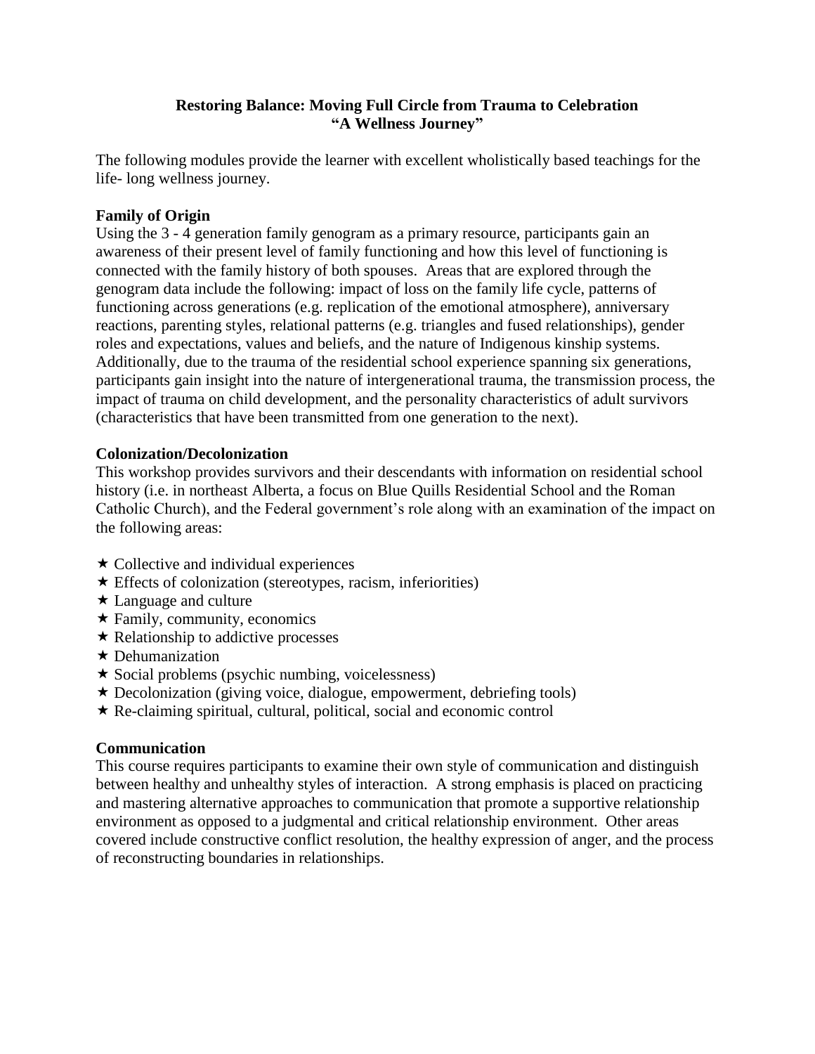**Restoring Balance: Moving Full Circle from Trauma to Celebration**
**"A Wellness Journey"**

The following modules provide the learner with excellent wholistically based teachings for the life- long wellness journey.

**Family of Origin**
Using the 3 - 4 generation family genogram as a primary resource, participants gain an awareness of their present level of family functioning and how this level of functioning is connected with the family history of both spouses. Areas that are explored through the genogram data include the following: impact of loss on the family life cycle, patterns of functioning across generations (e.g. replication of the emotional atmosphere), anniversary reactions, parenting styles, relational patterns (e.g. triangles and fused relationships), gender roles and expectations, values and beliefs, and the nature of Indigenous kinship systems. Additionally, due to the trauma of the residential school experience spanning six generations, participants gain insight into the nature of intergenerational trauma, the transmission process, the impact of trauma on child development, and the personality characteristics of adult survivors (characteristics that have been transmitted from one generation to the next).

**Colonization/Decolonization**
This workshop provides survivors and their descendants with information on residential school history (i.e. in northeast Alberta, a focus on Blue Quills Residential School and the Roman Catholic Church), and the Federal government's role along with an examination of the impact on the following areas:

- ★ Collective and individual experiences
- ★ Effects of colonization (stereotypes, racism, inferiorities)
- ★ Language and culture
- ★ Family, community, economics
- ★ Relationship to addictive processes
- ★ Dehumanization
- ★ Social problems (psychic numbing, voicelessness)
- ★ Decolonization (giving voice, dialogue, empowerment, debriefing tools)
- ★ Re-claiming spiritual, cultural, political, social and economic control

**Communication**
This course requires participants to examine their own style of communication and distinguish between healthy and unhealthy styles of interaction. A strong emphasis is placed on practicing and mastering alternative approaches to communication that promote a supportive relationship environment as opposed to a judgmental and critical relationship environment. Other areas covered include constructive conflict resolution, the healthy expression of anger, and the process of reconstructing boundaries in relationships.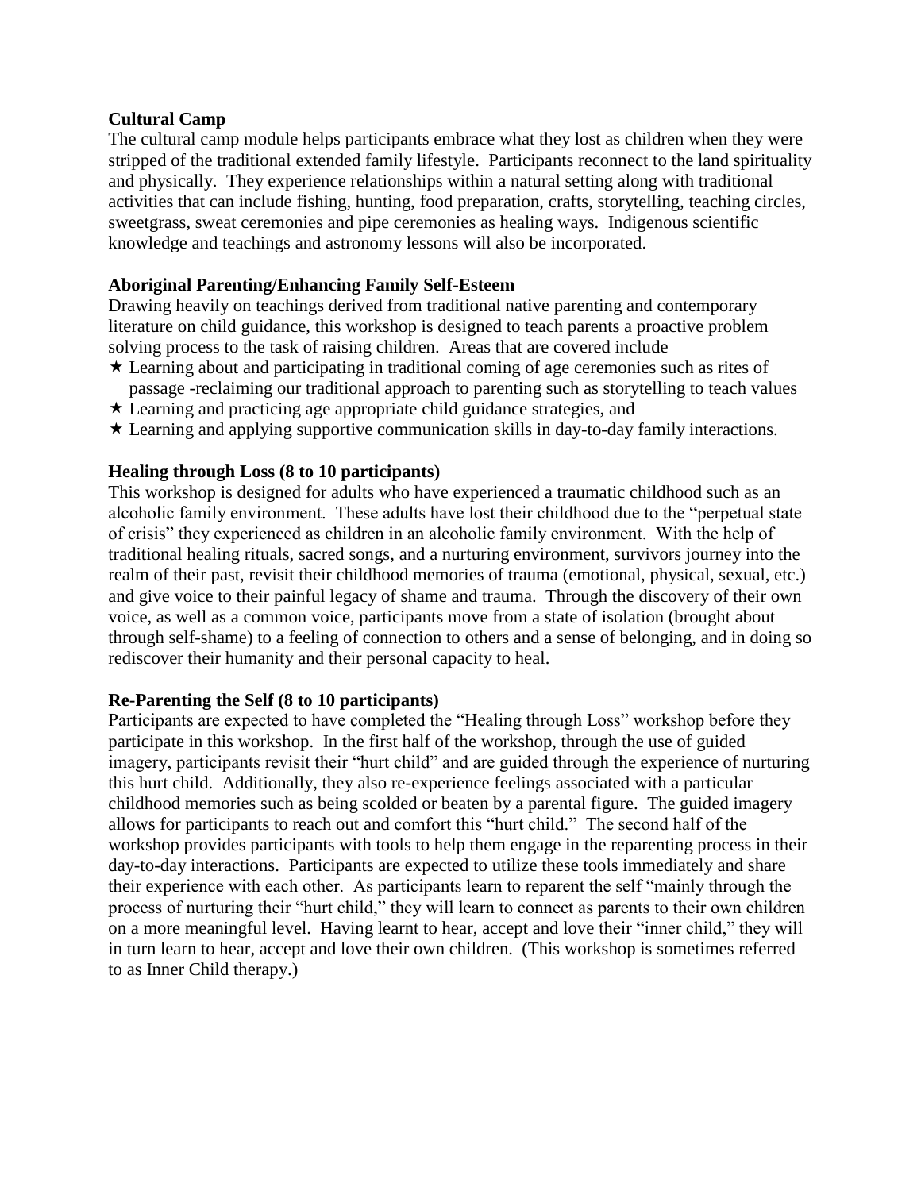**Cultural Camp**

The cultural camp module helps participants embrace what they lost as children when they were stripped of the traditional extended family lifestyle. Participants reconnect to the land spirituality and physically. They experience relationships within a natural setting along with traditional activities that can include fishing, hunting, food preparation, crafts, storytelling, teaching circles, sweetgrass, sweat ceremonies and pipe ceremonies as healing ways. Indigenous scientific knowledge and teachings and astronomy lessons will also be incorporated.

**Aboriginal Parenting/Enhancing Family Self-Esteem**

Drawing heavily on teachings derived from traditional native parenting and contemporary literature on child guidance, this workshop is designed to teach parents a proactive problem solving process to the task of raising children. Areas that are covered include

- Learning about and participating in traditional coming of age ceremonies such as rites of passage -reclaiming our traditional approach to parenting such as storytelling to teach values
- Learning and practicing age appropriate child guidance strategies, and
- Learning and applying supportive communication skills in day-to-day family interactions.

**Healing through Loss (8 to 10 participants)**

This workshop is designed for adults who have experienced a traumatic childhood such as an alcoholic family environment. These adults have lost their childhood due to the "perpetual state of crisis" they experienced as children in an alcoholic family environment. With the help of traditional healing rituals, sacred songs, and a nurturing environment, survivors journey into the realm of their past, revisit their childhood memories of trauma (emotional, physical, sexual, etc.) and give voice to their painful legacy of shame and trauma. Through the discovery of their own voice, as well as a common voice, participants move from a state of isolation (brought about through self-shame) to a feeling of connection to others and a sense of belonging, and in doing so rediscover their humanity and their personal capacity to heal.

**Re-Parenting the Self (8 to 10 participants)**

Participants are expected to have completed the "Healing through Loss" workshop before they participate in this workshop. In the first half of the workshop, through the use of guided imagery, participants revisit their "hurt child" and are guided through the experience of nurturing this hurt child. Additionally, they also re-experience feelings associated with a particular childhood memories such as being scolded or beaten by a parental figure. The guided imagery allows for participants to reach out and comfort this "hurt child." The second half of the workshop provides participants with tools to help them engage in the reparenting process in their day-to-day interactions. Participants are expected to utilize these tools immediately and share their experience with each other. As participants learn to reparent the self "mainly through the process of nurturing their "hurt child," they will learn to connect as parents to their own children on a more meaningful level. Having learnt to hear, accept and love their "inner child," they will in turn learn to hear, accept and love their own children. (This workshop is sometimes referred to as Inner Child therapy.)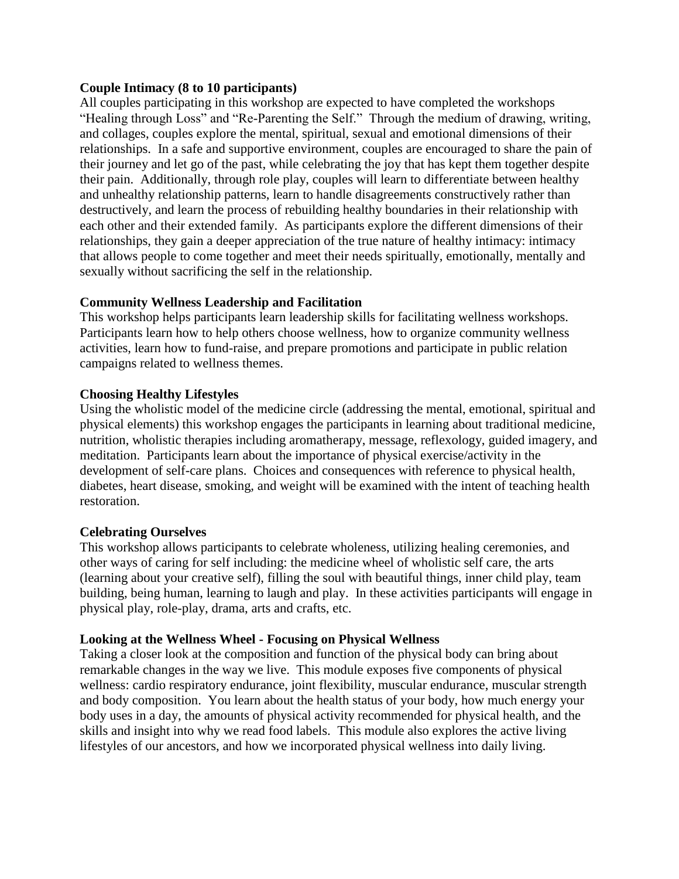**Couple Intimacy (8 to 10 participants)**

All couples participating in this workshop are expected to have completed the workshops "Healing through Loss" and "Re-Parenting the Self." Through the medium of drawing, writing, and collages, couples explore the mental, spiritual, sexual and emotional dimensions of their relationships. In a safe and supportive environment, couples are encouraged to share the pain of their journey and let go of the past, while celebrating the joy that has kept them together despite their pain. Additionally, through role play, couples will learn to differentiate between healthy and unhealthy relationship patterns, learn to handle disagreements constructively rather than destructively, and learn the process of rebuilding healthy boundaries in their relationship with each other and their extended family. As participants explore the different dimensions of their relationships, they gain a deeper appreciation of the true nature of healthy intimacy: intimacy that allows people to come together and meet their needs spiritually, emotionally, mentally and sexually without sacrificing the self in the relationship.

**Community Wellness Leadership and Facilitation**

This workshop helps participants learn leadership skills for facilitating wellness workshops. Participants learn how to help others choose wellness, how to organize community wellness activities, learn how to fund-raise, and prepare promotions and participate in public relation campaigns related to wellness themes.

**Choosing Healthy Lifestyles**

Using the wholistic model of the medicine circle (addressing the mental, emotional, spiritual and physical elements) this workshop engages the participants in learning about traditional medicine, nutrition, wholistic therapies including aromatherapy, message, reflexology, guided imagery, and meditation. Participants learn about the importance of physical exercise/activity in the development of self-care plans. Choices and consequences with reference to physical health, diabetes, heart disease, smoking, and weight will be examined with the intent of teaching health restoration.

**Celebrating Ourselves**

This workshop allows participants to celebrate wholeness, utilizing healing ceremonies, and other ways of caring for self including: the medicine wheel of wholistic self care, the arts (learning about your creative self), filling the soul with beautiful things, inner child play, team building, being human, learning to laugh and play. In these activities participants will engage in physical play, role-play, drama, arts and crafts, etc.

**Looking at the Wellness Wheel - Focusing on Physical Wellness**

Taking a closer look at the composition and function of the physical body can bring about remarkable changes in the way we live. This module exposes five components of physical wellness: cardio respiratory endurance, joint flexibility, muscular endurance, muscular strength and body composition. You learn about the health status of your body, how much energy your body uses in a day, the amounts of physical activity recommended for physical health, and the skills and insight into why we read food labels. This module also explores the active living lifestyles of our ancestors, and how we incorporated physical wellness into daily living.